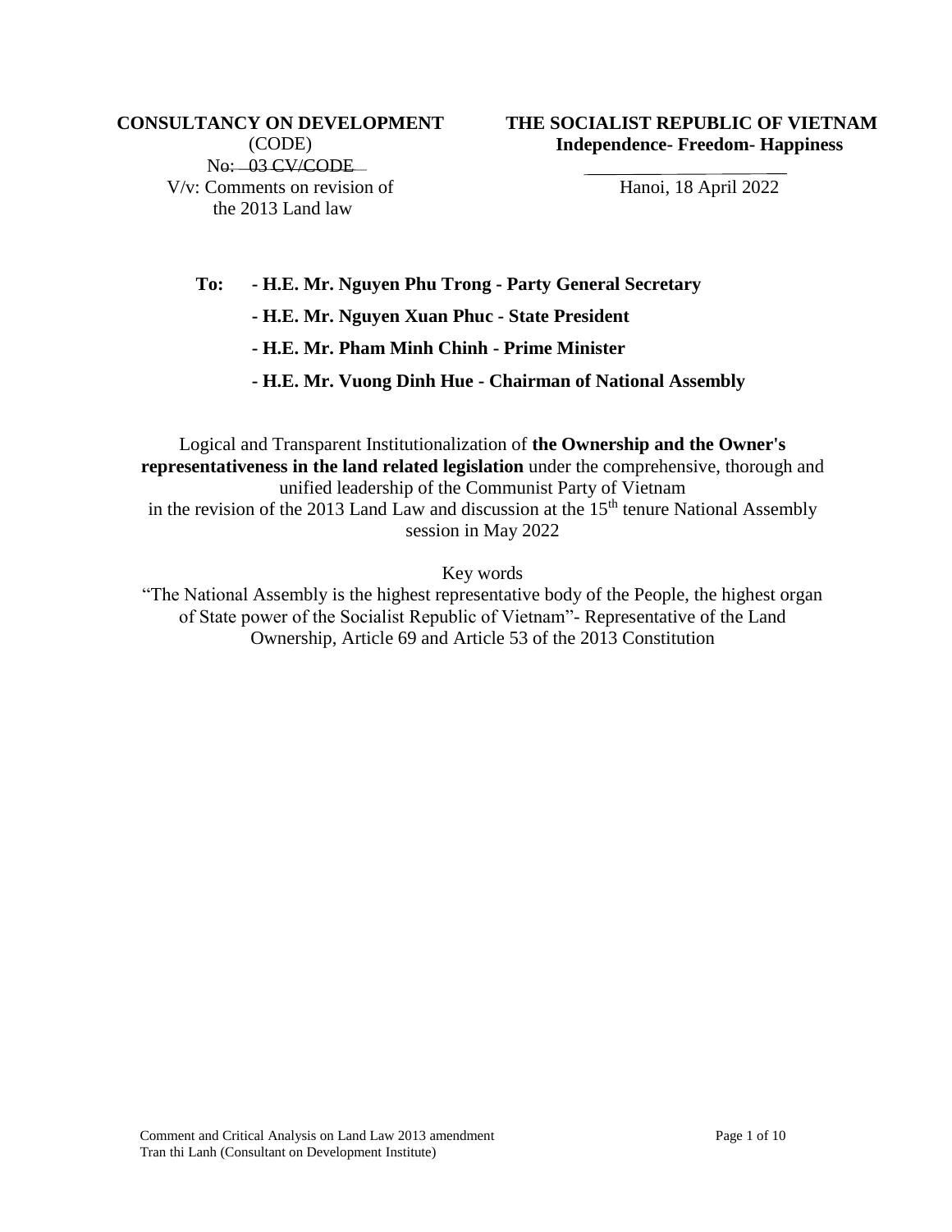**CONSULTANCY ON DEVELOPMENT**
(CODE)
No: 03 CV/CODE
V/v: Comments on revision of the 2013 Land law

**THE SOCIALIST REPUBLIC OF VIETNAM**
**Independence- Freedom- Happiness**

Hanoi, 18 April 2022

**To: - H.E. Mr. Nguyen Phu Trong - Party General Secretary**

**- H.E. Mr. Nguyen Xuan Phuc - State President**

**- H.E. Mr. Pham Minh Chinh - Prime Minister**

**- H.E. Mr. Vuong Dinh Hue - Chairman of National Assembly**

Logical and Transparent Institutionalization of **the Ownership and the Owner's representativeness in the land related legislation** under the comprehensive, thorough and unified leadership of the Communist Party of Vietnam in the revision of the 2013 Land Law and discussion at the 15th tenure National Assembly session in May 2022

Key words

"The National Assembly is the highest representative body of the People, the highest organ of State power of the Socialist Republic of Vietnam"- Representative of the Land Ownership, Article 69 and Article 53 of the 2013 Constitution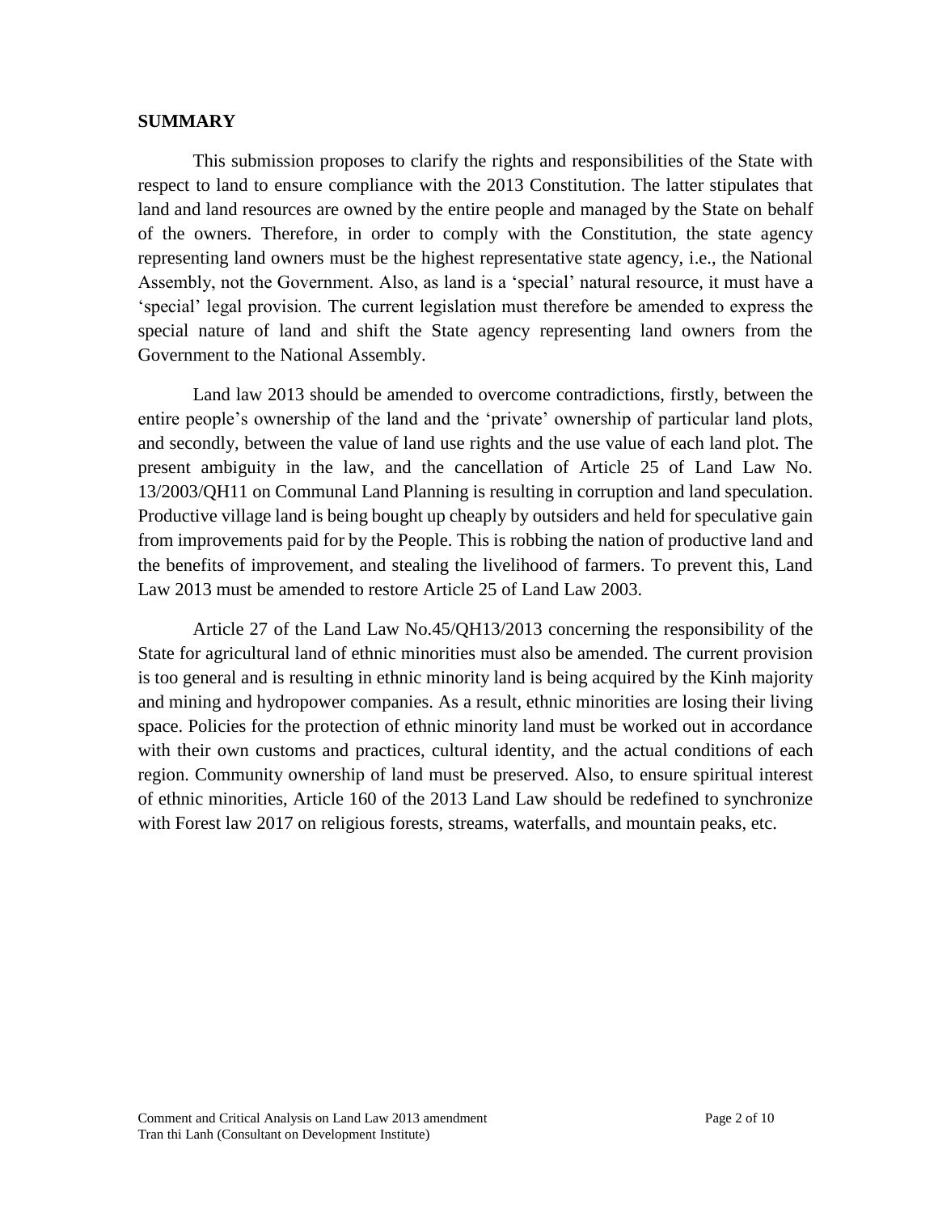## SUMMARY

This submission proposes to clarify the rights and responsibilities of the State with respect to land to ensure compliance with the 2013 Constitution. The latter stipulates that land and land resources are owned by the entire people and managed by the State on behalf of the owners. Therefore, in order to comply with the Constitution, the state agency representing land owners must be the highest representative state agency, i.e., the National Assembly, not the Government. Also, as land is a 'special' natural resource, it must have a 'special' legal provision. The current legislation must therefore be amended to express the special nature of land and shift the State agency representing land owners from the Government to the National Assembly.

Land law 2013 should be amended to overcome contradictions, firstly, between the entire people's ownership of the land and the 'private' ownership of particular land plots, and secondly, between the value of land use rights and the use value of each land plot. The present ambiguity in the law, and the cancellation of Article 25 of Land Law No. 13/2003/QH11 on Communal Land Planning is resulting in corruption and land speculation. Productive village land is being bought up cheaply by outsiders and held for speculative gain from improvements paid for by the People. This is robbing the nation of productive land and the benefits of improvement, and stealing the livelihood of farmers. To prevent this, Land Law 2013 must be amended to restore Article 25 of Land Law 2003.

Article 27 of the Land Law No.45/QH13/2013 concerning the responsibility of the State for agricultural land of ethnic minorities must also be amended. The current provision is too general and is resulting in ethnic minority land is being acquired by the Kinh majority and mining and hydropower companies. As a result, ethnic minorities are losing their living space. Policies for the protection of ethnic minority land must be worked out in accordance with their own customs and practices, cultural identity, and the actual conditions of each region. Community ownership of land must be preserved. Also, to ensure spiritual interest of ethnic minorities, Article 160 of the 2013 Land Law should be redefined to synchronize with Forest law 2017 on religious forests, streams, waterfalls, and mountain peaks, etc.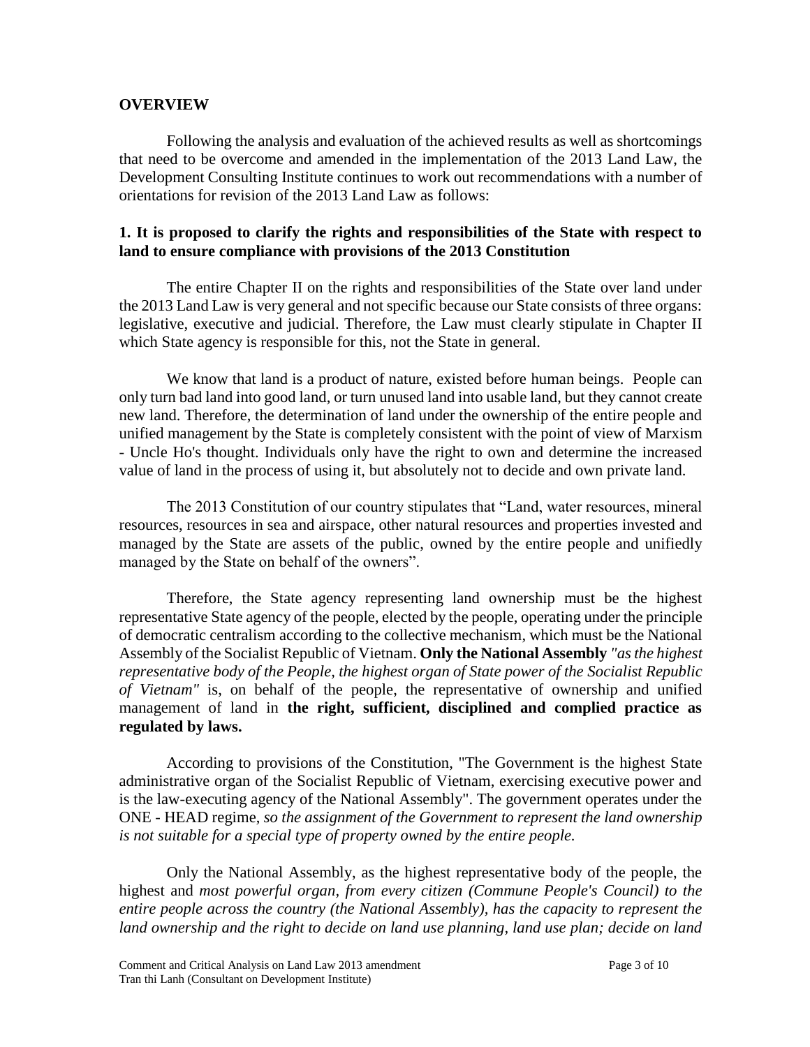## OVERVIEW

Following the analysis and evaluation of the achieved results as well as shortcomings that need to be overcome and amended in the implementation of the 2013 Land Law, the Development Consulting Institute continues to work out recommendations with a number of orientations for revision of the 2013 Land Law as follows:

### 1. It is proposed to clarify the rights and responsibilities of the State with respect to land to ensure compliance with provisions of the 2013 Constitution

The entire Chapter II on the rights and responsibilities of the State over land under the 2013 Land Law is very general and not specific because our State consists of three organs: legislative, executive and judicial. Therefore, the Law must clearly stipulate in Chapter II which State agency is responsible for this, not the State in general.

We know that land is a product of nature, existed before human beings. People can only turn bad land into good land, or turn unused land into usable land, but they cannot create new land. Therefore, the determination of land under the ownership of the entire people and unified management by the State is completely consistent with the point of view of Marxism - Uncle Ho's thought. Individuals only have the right to own and determine the increased value of land in the process of using it, but absolutely not to decide and own private land.

The 2013 Constitution of our country stipulates that "Land, water resources, mineral resources, resources in sea and airspace, other natural resources and properties invested and managed by the State are assets of the public, owned by the entire people and unifiedly managed by the State on behalf of the owners".

Therefore, the State agency representing land ownership must be the highest representative State agency of the people, elected by the people, operating under the principle of democratic centralism according to the collective mechanism, which must be the National Assembly of the Socialist Republic of Vietnam. **Only the National Assembly** *"as the highest representative body of the People, the highest organ of State power of the Socialist Republic of Vietnam"* is, on behalf of the people, the representative of ownership and unified management of land in **the right, sufficient, disciplined and complied practice as regulated by laws.**

According to provisions of the Constitution, "The Government is the highest State administrative organ of the Socialist Republic of Vietnam, exercising executive power and is the law-executing agency of the National Assembly". The government operates under the ONE - HEAD regime, *so the assignment of the Government to represent the land ownership is not suitable for a special type of property owned by the entire people.*

Only the National Assembly, as the highest representative body of the people, the highest and *most powerful organ, from every citizen (Commune People's Council) to the entire people across the country (the National Assembly), has the capacity to represent the land ownership and the right to decide on land use planning, land use plan; decide on land*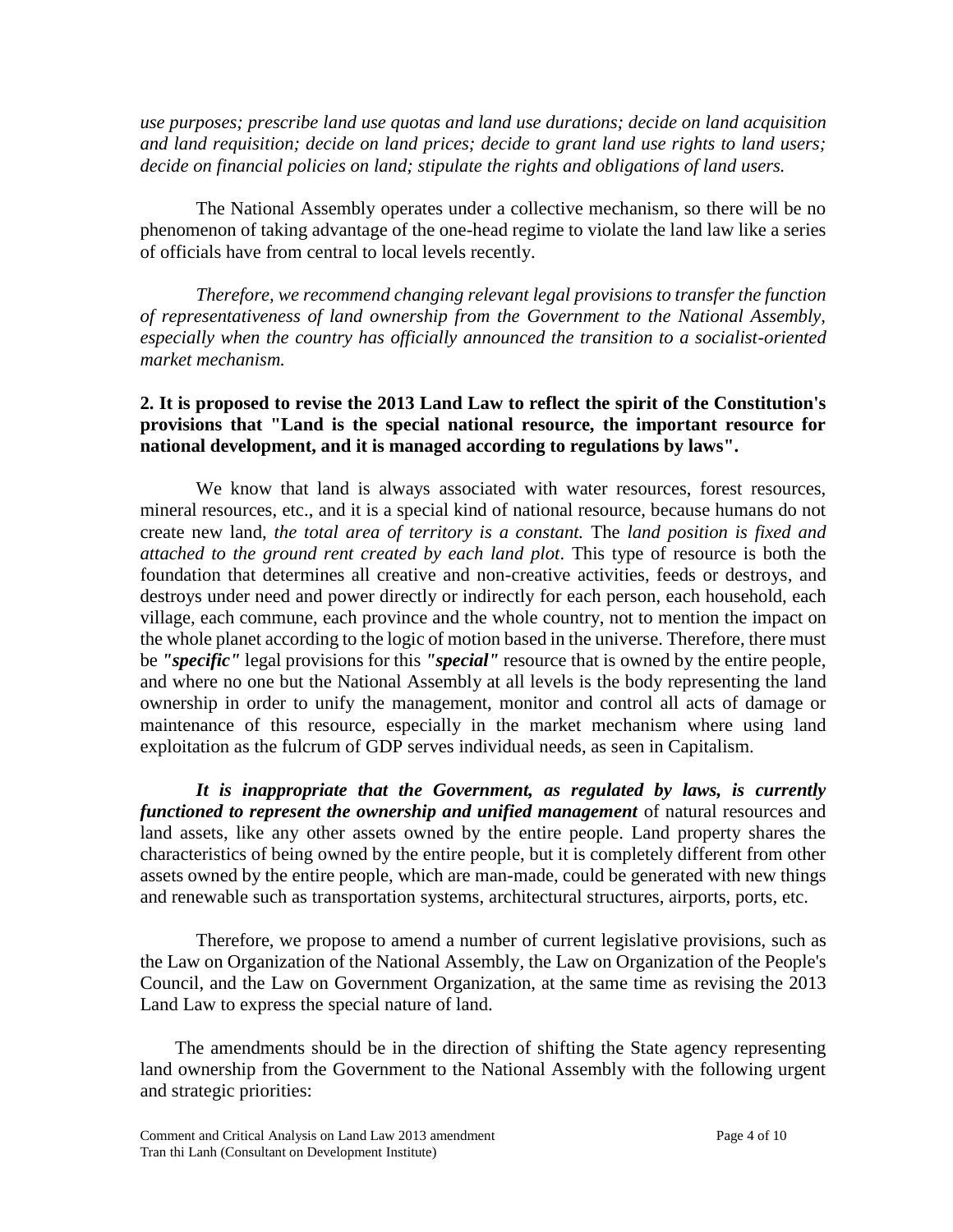*use purposes; prescribe land use quotas and land use durations; decide on land acquisition and land requisition; decide on land prices; decide to grant land use rights to land users; decide on financial policies on land; stipulate the rights and obligations of land users.*

The National Assembly operates under a collective mechanism, so there will be no phenomenon of taking advantage of the one-head regime to violate the land law like a series of officials have from central to local levels recently.

*Therefore, we recommend changing relevant legal provisions to transfer the function of representativeness of land ownership from the Government to the National Assembly, especially when the country has officially announced the transition to a socialist-oriented market mechanism.*

**2. It is proposed to revise the 2013 Land Law to reflect the spirit of the Constitution's provisions that "Land is the special national resource, the important resource for national development, and it is managed according to regulations by laws".**

We know that land is always associated with water resources, forest resources, mineral resources, etc., and it is a special kind of national resource, because humans do not create new land, *the total area of territory is a constant.* The *land position is fixed and attached to the ground rent created by each land plot*. This type of resource is both the foundation that determines all creative and non-creative activities, feeds or destroys, and destroys under need and power directly or indirectly for each person, each household, each village, each commune, each province and the whole country, not to mention the impact on the whole planet according to the logic of motion based in the universe. Therefore, there must be ***"specific"*** legal provisions for this ***"special"*** resource that is owned by the entire people, and where no one but the National Assembly at all levels is the body representing the land ownership in order to unify the management, monitor and control all acts of damage or maintenance of this resource, especially in the market mechanism where using land exploitation as the fulcrum of GDP serves individual needs, as seen in Capitalism.

***It is inappropriate that the Government, as regulated by laws, is currently functioned to represent the ownership and unified management*** of natural resources and land assets, like any other assets owned by the entire people. Land property shares the characteristics of being owned by the entire people, but it is completely different from other assets owned by the entire people, which are man-made, could be generated with new things and renewable such as transportation systems, architectural structures, airports, ports, etc.

Therefore, we propose to amend a number of current legislative provisions, such as the Law on Organization of the National Assembly, the Law on Organization of the People's Council, and the Law on Government Organization, at the same time as revising the 2013 Land Law to express the special nature of land.

The amendments should be in the direction of shifting the State agency representing land ownership from the Government to the National Assembly with the following urgent and strategic priorities: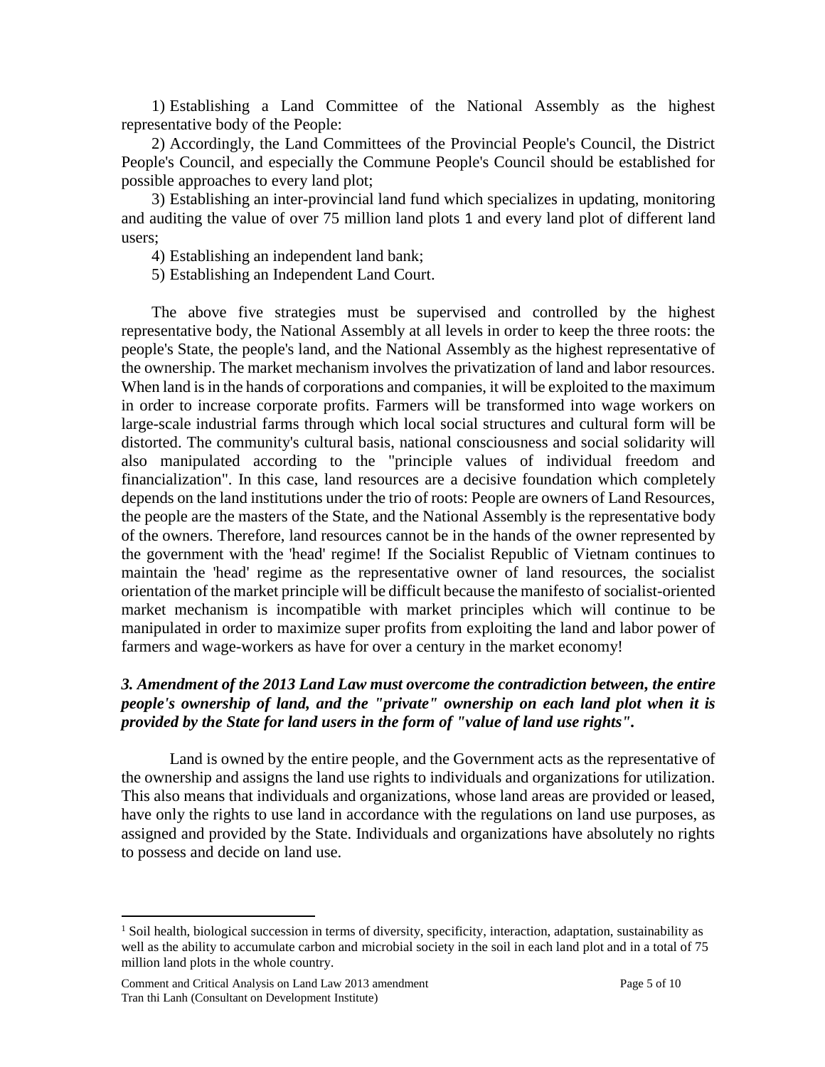1) Establishing a Land Committee of the National Assembly as the highest representative body of the People:

2) Accordingly, the Land Committees of the Provincial People's Council, the District People's Council, and especially the Commune People's Council should be established for possible approaches to every land plot;

3) Establishing an inter-provincial land fund which specializes in updating, monitoring and auditing the value of over 75 million land plots [1] and every land plot of different land users;

4) Establishing an independent land bank;

5) Establishing an Independent Land Court.

The above five strategies must be supervised and controlled by the highest representative body, the National Assembly at all levels in order to keep the three roots: the people's State, the people's land, and the National Assembly as the highest representative of the ownership. The market mechanism involves the privatization of land and labor resources. When land is in the hands of corporations and companies, it will be exploited to the maximum in order to increase corporate profits. Farmers will be transformed into wage workers on large-scale industrial farms through which local social structures and cultural form will be distorted. The community's cultural basis, national consciousness and social solidarity will also manipulated according to the "principle values of individual freedom and financialization". In this case, land resources are a decisive foundation which completely depends on the land institutions under the trio of roots: People are owners of Land Resources, the people are the masters of the State, and the National Assembly is the representative body of the owners. Therefore, land resources cannot be in the hands of the owner represented by the government with the 'head' regime! If the Socialist Republic of Vietnam continues to maintain the 'head' regime as the representative owner of land resources, the socialist orientation of the market principle will be difficult because the manifesto of socialist-oriented market mechanism is incompatible with market principles which will continue to be manipulated in order to maximize super profits from exploiting the land and labor power of farmers and wage-workers as have for over a century in the market economy!

### *3. Amendment of the 2013 Land Law must overcome the contradiction between, the entire people's ownership of land, and the "private" ownership on each land plot when it is provided by the State for land users in the form of "value of land use rights".*

Land is owned by the entire people, and the Government acts as the representative of the ownership and assigns the land use rights to individuals and organizations for utilization. This also means that individuals and organizations, whose land areas are provided or leased, have only the rights to use land in accordance with the regulations on land use purposes, as assigned and provided by the State. Individuals and organizations have absolutely no rights to possess and decide on land use.

---

[1] Soil health, biological succession in terms of diversity, specificity, interaction, adaptation, sustainability as well as the ability to accumulate carbon and microbial society in the soil in each land plot and in a total of 75 million land plots in the whole country.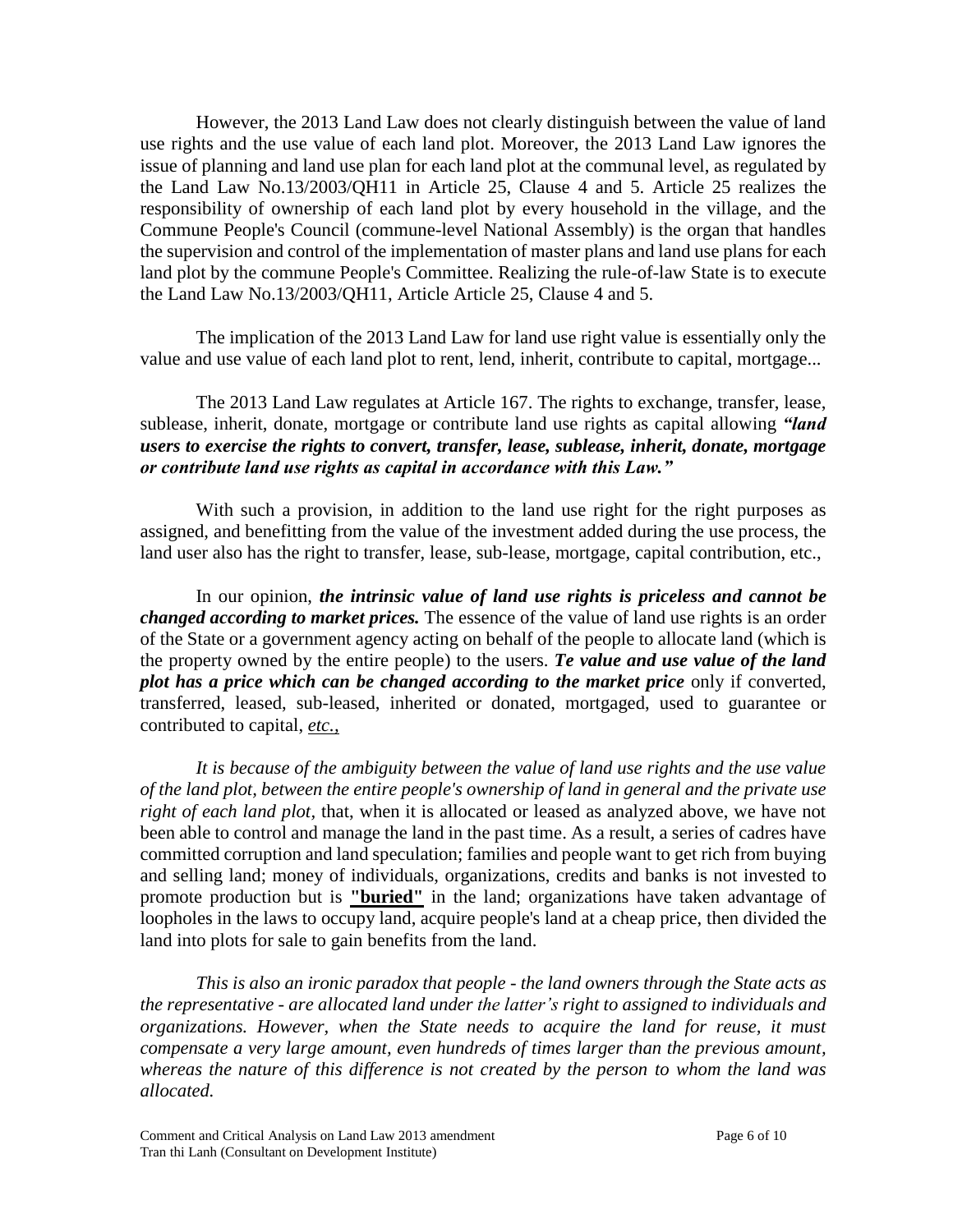However, the 2013 Land Law does not clearly distinguish between the value of land use rights and the use value of each land plot. Moreover, the 2013 Land Law ignores the issue of planning and land use plan for each land plot at the communal level, as regulated by the Land Law No.13/2003/QH11 in Article 25, Clause 4 and 5. Article 25 realizes the responsibility of ownership of each land plot by every household in the village, and the Commune People's Council (commune-level National Assembly) is the organ that handles the supervision and control of the implementation of master plans and land use plans for each land plot by the commune People's Committee. Realizing the rule-of-law State is to execute the Land Law No.13/2003/QH11, Article Article 25, Clause 4 and 5.

The implication of the 2013 Land Law for land use right value is essentially only the value and use value of each land plot to rent, lend, inherit, contribute to capital, mortgage...

The 2013 Land Law regulates at Article 167. The rights to exchange, transfer, lease, sublease, inherit, donate, mortgage or contribute land use rights as capital allowing ***"land users to exercise the rights to convert, transfer, lease, sublease, inherit, donate, mortgage or contribute land use rights as capital in accordance with this Law."***

With such a provision, in addition to the land use right for the right purposes as assigned, and benefitting from the value of the investment added during the use process, the land user also has the right to transfer, lease, sub-lease, mortgage, capital contribution, etc.,

In our opinion, ***the intrinsic value of land use rights is priceless and cannot be changed according to market prices.*** The essence of the value of land use rights is an order of the State or a government agency acting on behalf of the people to allocate land (which is the property owned by the entire people) to the users. ***Te value and use value of the land plot has a price which can be changed according to the market price*** only if converted, transferred, leased, sub-leased, inherited or donated, mortgaged, used to guarantee or contributed to capital, *etc.,*

*It is because of the ambiguity between the value of land use rights and the use value of the land plot, between the entire people's ownership of land in general and the private use right of each land plot*, that, when it is allocated or leased as analyzed above, we have not been able to control and manage the land in the past time. As a result, a series of cadres have committed corruption and land speculation; families and people want to get rich from buying and selling land; money of individuals, organizations, credits and banks is not invested to promote production but is **"buried"** in the land; organizations have taken advantage of loopholes in the laws to occupy land, acquire people's land at a cheap price, then divided the land into plots for sale to gain benefits from the land.

*This is also an ironic paradox that people - the land owners through the State acts as the representative - are allocated land under the latter's right to assigned to individuals and organizations. However, when the State needs to acquire the land for reuse, it must compensate a very large amount, even hundreds of times larger than the previous amount, whereas the nature of this difference is not created by the person to whom the land was allocated.*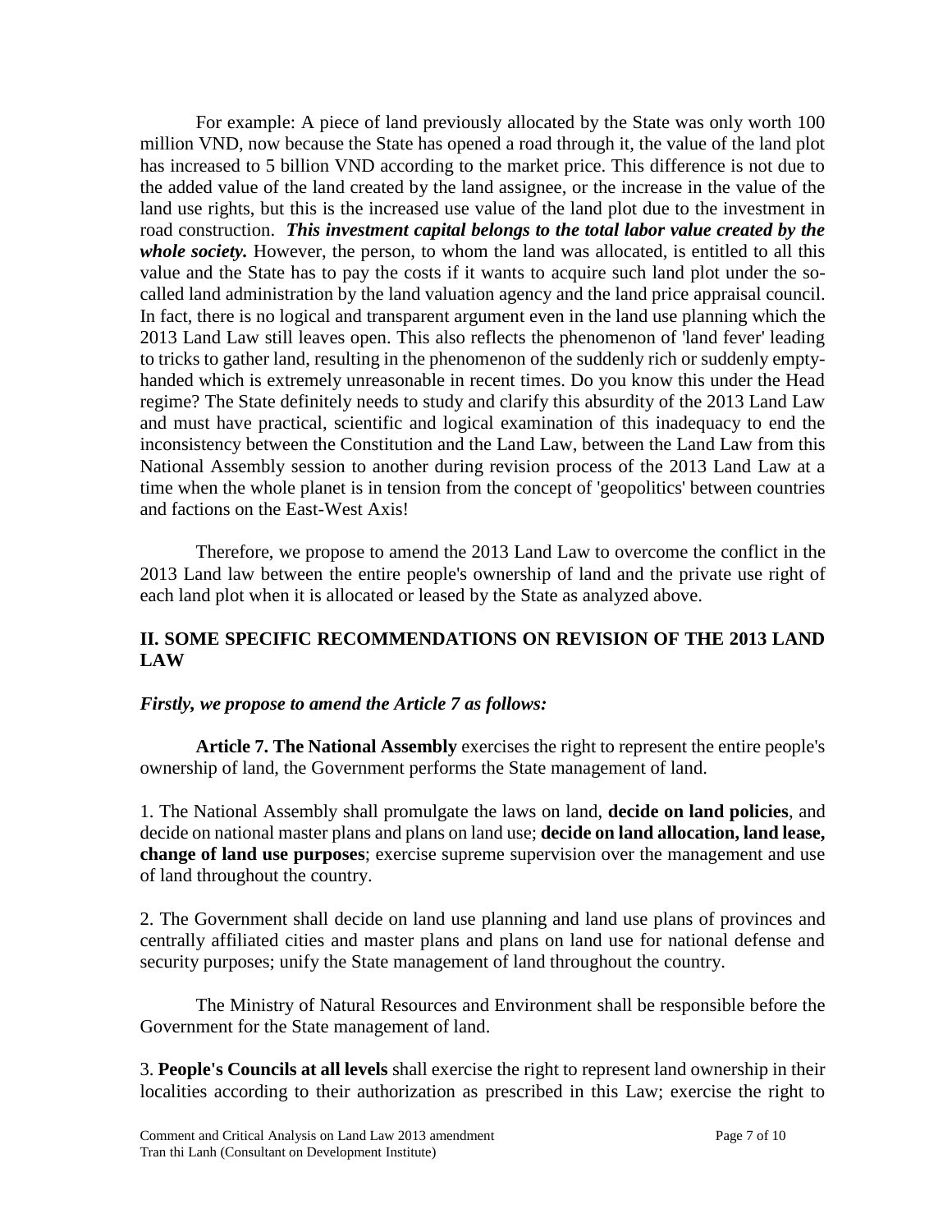For example: A piece of land previously allocated by the State was only worth 100 million VND, now because the State has opened a road through it, the value of the land plot has increased to 5 billion VND according to the market price. This difference is not due to the added value of the land created by the land assignee, or the increase in the value of the land use rights, but this is the increased use value of the land plot due to the investment in road construction. ***This investment capital belongs to the total labor value created by the whole society.*** However, the person, to whom the land was allocated, is entitled to all this value and the State has to pay the costs if it wants to acquire such land plot under the so-called land administration by the land valuation agency and the land price appraisal council. In fact, there is no logical and transparent argument even in the land use planning which the 2013 Land Law still leaves open. This also reflects the phenomenon of 'land fever' leading to tricks to gather land, resulting in the phenomenon of the suddenly rich or suddenly empty-handed which is extremely unreasonable in recent times. Do you know this under the Head regime? The State definitely needs to study and clarify this absurdity of the 2013 Land Law and must have practical, scientific and logical examination of this inadequacy to end the inconsistency between the Constitution and the Land Law, between the Land Law from this National Assembly session to another during revision process of the 2013 Land Law at a time when the whole planet is in tension from the concept of 'geopolitics' between countries and factions on the East-West Axis!

Therefore, we propose to amend the 2013 Land Law to overcome the conflict in the 2013 Land law between the entire people's ownership of land and the private use right of each land plot when it is allocated or leased by the State as analyzed above.

## II. SOME SPECIFIC RECOMMENDATIONS ON REVISION OF THE 2013 LAND LAW

***Firstly, we propose to amend the Article 7 as follows:***

**Article 7. The National Assembly** exercises the right to represent the entire people's ownership of land, the Government performs the State management of land.

1. The National Assembly shall promulgate the laws on land, **decide on land policies**, and decide on national master plans and plans on land use; **decide on land allocation, land lease, change of land use purposes**; exercise supreme supervision over the management and use of land throughout the country.

2. The Government shall decide on land use planning and land use plans of provinces and centrally affiliated cities and master plans and plans on land use for national defense and security purposes; unify the State management of land throughout the country.

The Ministry of Natural Resources and Environment shall be responsible before the Government for the State management of land.

3. **People's Councils at all levels** shall exercise the right to represent land ownership in their localities according to their authorization as prescribed in this Law; exercise the right to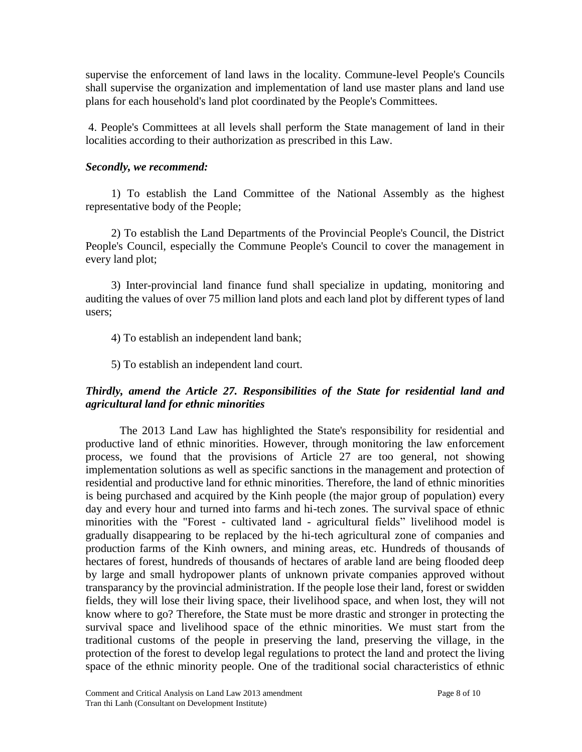supervise the enforcement of land laws in the locality. Commune-level People's Councils shall supervise the organization and implementation of land use master plans and land use plans for each household's land plot coordinated by the People's Committees.

4. People's Committees at all levels shall perform the State management of land in their localities according to their authorization as prescribed in this Law.

***Secondly, we recommend:***

1) To establish the Land Committee of the National Assembly as the highest representative body of the People;

2) To establish the Land Departments of the Provincial People's Council, the District People's Council, especially the Commune People's Council to cover the management in every land plot;

3) Inter-provincial land finance fund shall specialize in updating, monitoring and auditing the values of over 75 million land plots and each land plot by different types of land users;

4) To establish an independent land bank;

5) To establish an independent land court.

***Thirdly, amend the Article 27. Responsibilities of the State for residential land and agricultural land for ethnic minorities***

The 2013 Land Law has highlighted the State's responsibility for residential and productive land of ethnic minorities. However, through monitoring the law enforcement process, we found that the provisions of Article 27 are too general, not showing implementation solutions as well as specific sanctions in the management and protection of residential and productive land for ethnic minorities. Therefore, the land of ethnic minorities is being purchased and acquired by the Kinh people (the major group of population) every day and every hour and turned into farms and hi-tech zones. The survival space of ethnic minorities with the "Forest - cultivated land - agricultural fields" livelihood model is gradually disappearing to be replaced by the hi-tech agricultural zone of companies and production farms of the Kinh owners, and mining areas, etc. Hundreds of thousands of hectares of forest, hundreds of thousands of hectares of arable land are being flooded deep by large and small hydropower plants of unknown private companies approved without transparancy by the provincial administration. If the people lose their land, forest or swidden fields, they will lose their living space, their livelihood space, and when lost, they will not know where to go? Therefore, the State must be more drastic and stronger in protecting the survival space and livelihood space of the ethnic minorities. We must start from the traditional customs of the people in preserving the land, preserving the village, in the protection of the forest to develop legal regulations to protect the land and protect the living space of the ethnic minority people. One of the traditional social characteristics of ethnic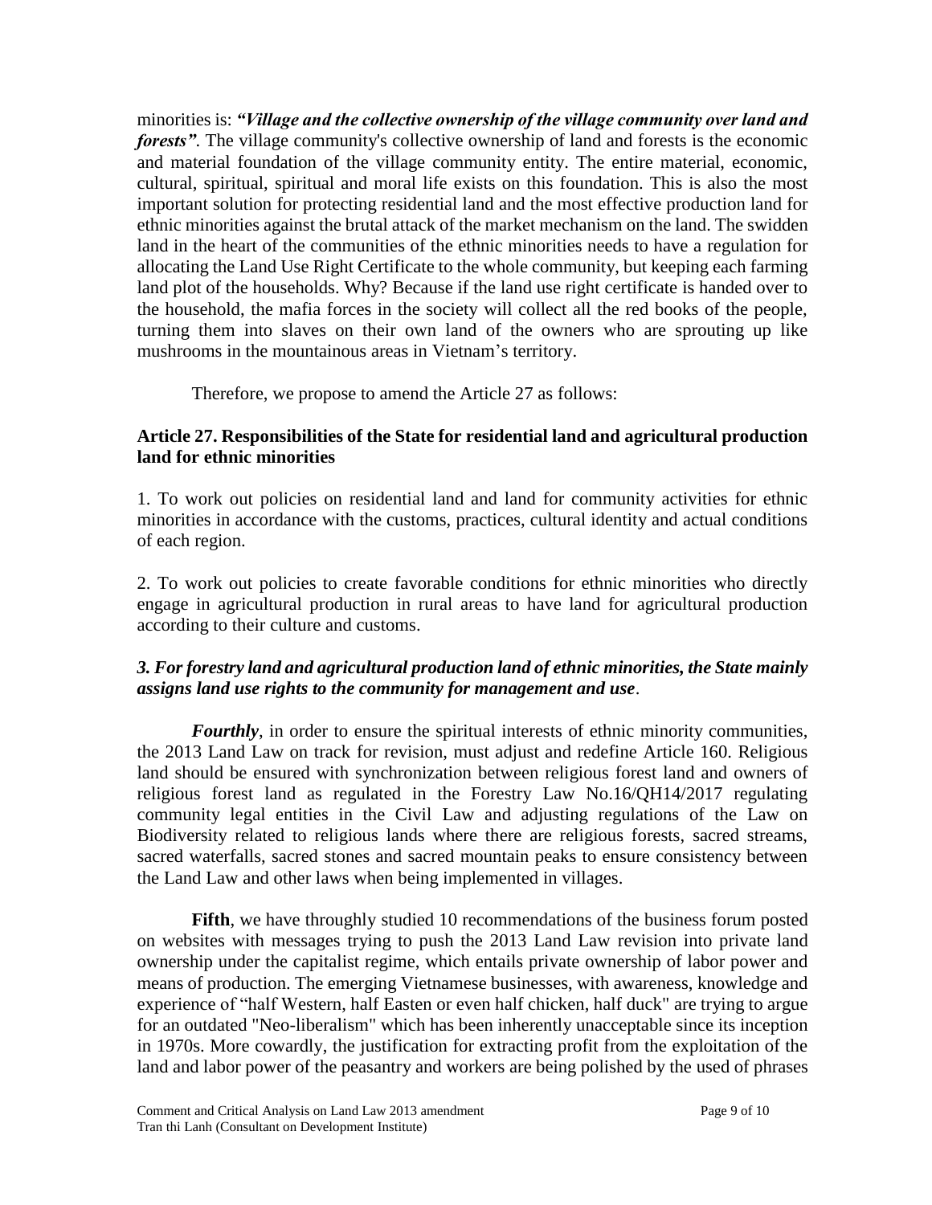minorities is: ***"Village and the collective ownership of the village community over land and forests"***. The village community's collective ownership of land and forests is the economic and material foundation of the village community entity. The entire material, economic, cultural, spiritual, spiritual and moral life exists on this foundation. This is also the most important solution for protecting residential land and the most effective production land for ethnic minorities against the brutal attack of the market mechanism on the land. The swidden land in the heart of the communities of the ethnic minorities needs to have a regulation for allocating the Land Use Right Certificate to the whole community, but keeping each farming land plot of the households. Why? Because if the land use right certificate is handed over to the household, the mafia forces in the society will collect all the red books of the people, turning them into slaves on their own land of the owners who are sprouting up like mushrooms in the mountainous areas in Vietnam's territory.

Therefore, we propose to amend the Article 27 as follows:

**Article 27. Responsibilities of the State for residential land and agricultural production land for ethnic minorities**

1. To work out policies on residential land and land for community activities for ethnic minorities in accordance with the customs, practices, cultural identity and actual conditions of each region.

2. To work out policies to create favorable conditions for ethnic minorities who directly engage in agricultural production in rural areas to have land for agricultural production according to their culture and customs.

***3. For forestry land and agricultural production land of ethnic minorities, the State mainly assigns land use rights to the community for management and use***.

***Fourthly***, in order to ensure the spiritual interests of ethnic minority communities, the 2013 Land Law on track for revision, must adjust and redefine Article 160. Religious land should be ensured with synchronization between religious forest land and owners of religious forest land as regulated in the Forestry Law No.16/QH14/2017 regulating community legal entities in the Civil Law and adjusting regulations of the Law on Biodiversity related to religious lands where there are religious forests, sacred streams, sacred waterfalls, sacred stones and sacred mountain peaks to ensure consistency between the Land Law and other laws when being implemented in villages.

**Fifth**, we have throughly studied 10 recommendations of the business forum posted on websites with messages trying to push the 2013 Land Law revision into private land ownership under the capitalist regime, which entails private ownership of labor power and means of production. The emerging Vietnamese businesses, with awareness, knowledge and experience of "half Western, half Easten or even half chicken, half duck" are trying to argue for an outdated "Neo-liberalism" which has been inherently unacceptable since its inception in 1970s. More cowardly, the justification for extracting profit from the exploitation of the land and labor power of the peasantry and workers are being polished by the used of phrases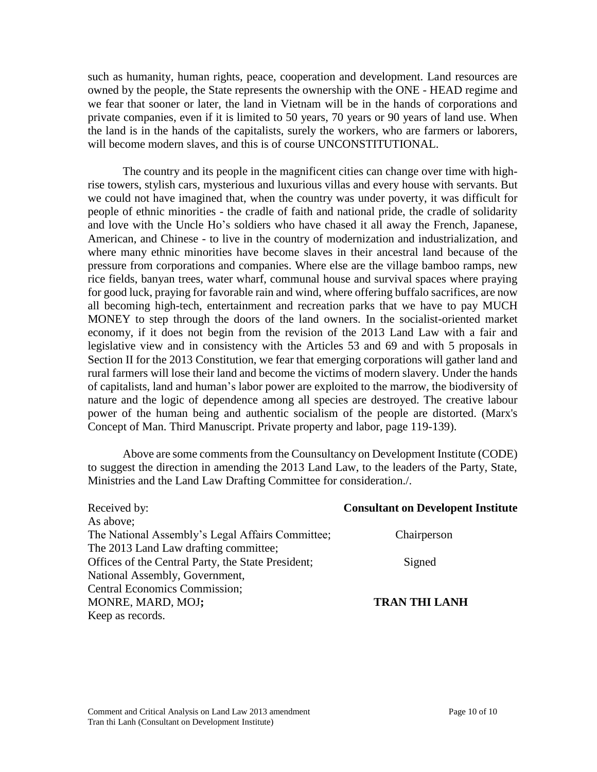such as humanity, human rights, peace, cooperation and development. Land resources are owned by the people, the State represents the ownership with the ONE - HEAD regime and we fear that sooner or later, the land in Vietnam will be in the hands of corporations and private companies, even if it is limited to 50 years, 70 years or 90 years of land use. When the land is in the hands of the capitalists, surely the workers, who are farmers or laborers, will become modern slaves, and this is of course UNCONSTITUTIONAL.

The country and its people in the magnificent cities can change over time with high-rise towers, stylish cars, mysterious and luxurious villas and every house with servants. But we could not have imagined that, when the country was under poverty, it was difficult for people of ethnic minorities - the cradle of faith and national pride, the cradle of solidarity and love with the Uncle Ho's soldiers who have chased it all away the French, Japanese, American, and Chinese - to live in the country of modernization and industrialization, and where many ethnic minorities have become slaves in their ancestral land because of the pressure from corporations and companies. Where else are the village bamboo ramps, new rice fields, banyan trees, water wharf, communal house and survival spaces where praying for good luck, praying for favorable rain and wind, where offering buffalo sacrifices, are now all becoming high-tech, entertainment and recreation parks that we have to pay MUCH MONEY to step through the doors of the land owners. In the socialist-oriented market economy, if it does not begin from the revision of the 2013 Land Law with a fair and legislative view and in consistency with the Articles 53 and 69 and with 5 proposals in Section II for the 2013 Constitution, we fear that emerging corporations will gather land and rural farmers will lose their land and become the victims of modern slavery. Under the hands of capitalists, land and human's labor power are exploited to the marrow, the biodiversity of nature and the logic of dependence among all species are destroyed. The creative labour power of the human being and authentic socialism of the people are distorted. (Marx's Concept of Man. Third Manuscript. Private property and labor, page 119-139).

Above are some comments from the Counsultancy on Development Institute (CODE) to suggest the direction in amending the 2013 Land Law, to the leaders of the Party, State, Ministries and the Land Law Drafting Committee for consideration./.

Received by:
As above;
The National Assembly's Legal Affairs Committee;
The 2013 Land Law drafting committee;
Offices of the Central Party, the State President;
National Assembly, Government,
Central Economics Commission;
MONRE, MARD, MOJ**;**
Keep as records.

**Consultant on Developent Institute**

Chairperson

Signed

**TRAN THI LANH**